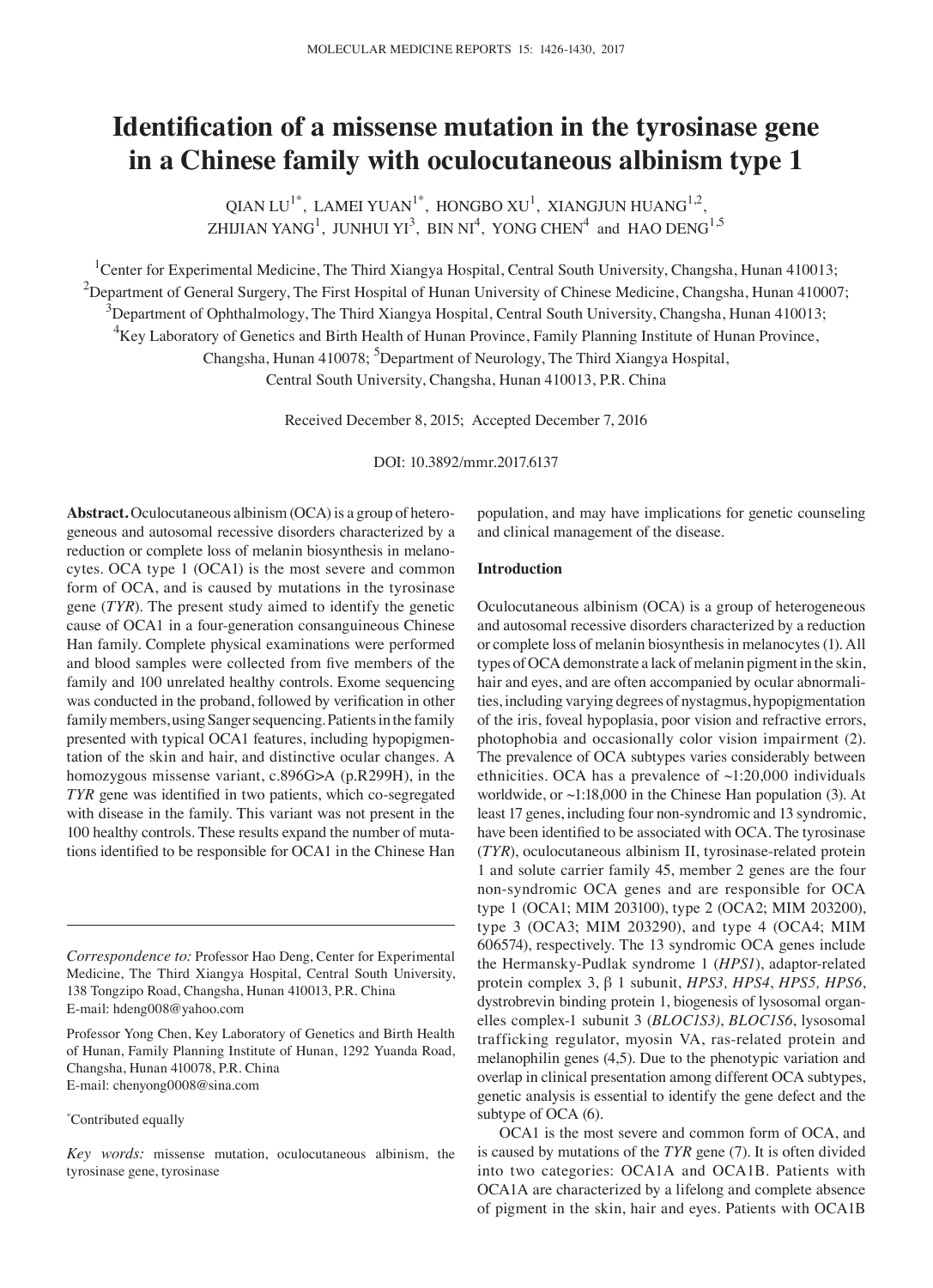# Identification of a missense mutation in the tyrosinase gene in a Chinese family with oculocutaneous albinism type 1

QIAN LU[1*], LAMEI YUAN[1*], HONGBO XU[1], XIANGJUN HUANG[1,2], ZHIJIAN YANG[1], JUNHUI YI[3], BIN NI[4], YONG CHEN[4] and HAO DENG[1,5]

[1]Center for Experimental Medicine, The Third Xiangya Hospital, Central South University, Changsha, Hunan 410013; [2]Department of General Surgery, The First Hospital of Hunan University of Chinese Medicine, Changsha, Hunan 410007; [3]Department of Ophthalmology, The Third Xiangya Hospital, Central South University, Changsha, Hunan 410013; [4]Key Laboratory of Genetics and Birth Health of Hunan Province, Family Planning Institute of Hunan Province, Changsha, Hunan 410078; [5]Department of Neurology, The Third Xiangya Hospital, Central South University, Changsha, Hunan 410013, P.R. China

Received December 8, 2015; Accepted December 7, 2016

DOI: 10.3892/mmr.2017.6137

**Abstract.** Oculocutaneous albinism (OCA) is a group of heterogeneous and autosomal recessive disorders characterized by a reduction or complete loss of melanin biosynthesis in melanocytes. OCA type 1 (OCA1) is the most severe and common form of OCA, and is caused by mutations in the tyrosinase gene (*TYR*). The present study aimed to identify the genetic cause of OCA1 in a four-generation consanguineous Chinese Han family. Complete physical examinations were performed and blood samples were collected from five members of the family and 100 unrelated healthy controls. Exome sequencing was conducted in the proband, followed by verification in other family members, using Sanger sequencing. Patients in the family presented with typical OCA1 features, including hypopigmentation of the skin and hair, and distinctive ocular changes. A homozygous missense variant, c.896G>A (p.R299H), in the *TYR* gene was identified in two patients, which co-segregated with disease in the family. This variant was not present in the 100 healthy controls. These results expand the number of mutations identified to be responsible for OCA1 in the Chinese Han population, and may have implications for genetic counseling and clinical management of the disease.

*Correspondence to:* Professor Hao Deng, Center for Experimental Medicine, The Third Xiangya Hospital, Central South University, 138 Tongzipo Road, Changsha, Hunan 410013, P.R. China
E-mail: hdeng008@yahoo.com

Professor Yong Chen, Key Laboratory of Genetics and Birth Health of Hunan, Family Planning Institute of Hunan, 1292 Yuanda Road, Changsha, Hunan 410078, P.R. China
E-mail: chenyong0008@sina.com

*Contributed equally

*Key words:* missense mutation, oculocutaneous albinism, the tyrosinase gene, tyrosinase

## Introduction

Oculocutaneous albinism (OCA) is a group of heterogeneous and autosomal recessive disorders characterized by a reduction or complete loss of melanin biosynthesis in melanocytes (1). All types of OCA demonstrate a lack of melanin pigment in the skin, hair and eyes, and are often accompanied by ocular abnormalities, including varying degrees of nystagmus, hypopigmentation of the iris, foveal hypoplasia, poor vision and refractive errors, photophobia and occasionally color vision impairment (2). The prevalence of OCA subtypes varies considerably between ethnicities. OCA has a prevalence of ~1:20,000 individuals worldwide, or ~1:18,000 in the Chinese Han population (3). At least 17 genes, including four non-syndromic and 13 syndromic, have been identified to be associated with OCA. The tyrosinase (*TYR*), oculocutaneous albinism II, tyrosinase-related protein 1 and solute carrier family 45, member 2 genes are the four non-syndromic OCA genes and are responsible for OCA type 1 (OCA1; MIM 203100), type 2 (OCA2; MIM 203200), type 3 (OCA3; MIM 203290), and type 4 (OCA4; MIM 606574), respectively. The 13 syndromic OCA genes include the Hermansky-Pudlak syndrome 1 (*HPS1*), adaptor-related protein complex 3, β 1 subunit, *HPS3, HPS4, HPS5, HPS6*, dystrobrevin binding protein 1, biogenesis of lysosomal organelles complex-1 subunit 3 (*BLOC1S3)*, *BLOC1S6*, lysosomal trafficking regulator, myosin VA, ras-related protein and melanophilin genes (4,5). Due to the phenotypic variation and overlap in clinical presentation among different OCA subtypes, genetic analysis is essential to identify the gene defect and the subtype of OCA (6).

OCA1 is the most severe and common form of OCA, and is caused by mutations of the *TYR* gene (7). It is often divided into two categories: OCA1A and OCA1B. Patients with OCA1A are characterized by a lifelong and complete absence of pigment in the skin, hair and eyes. Patients with OCA1B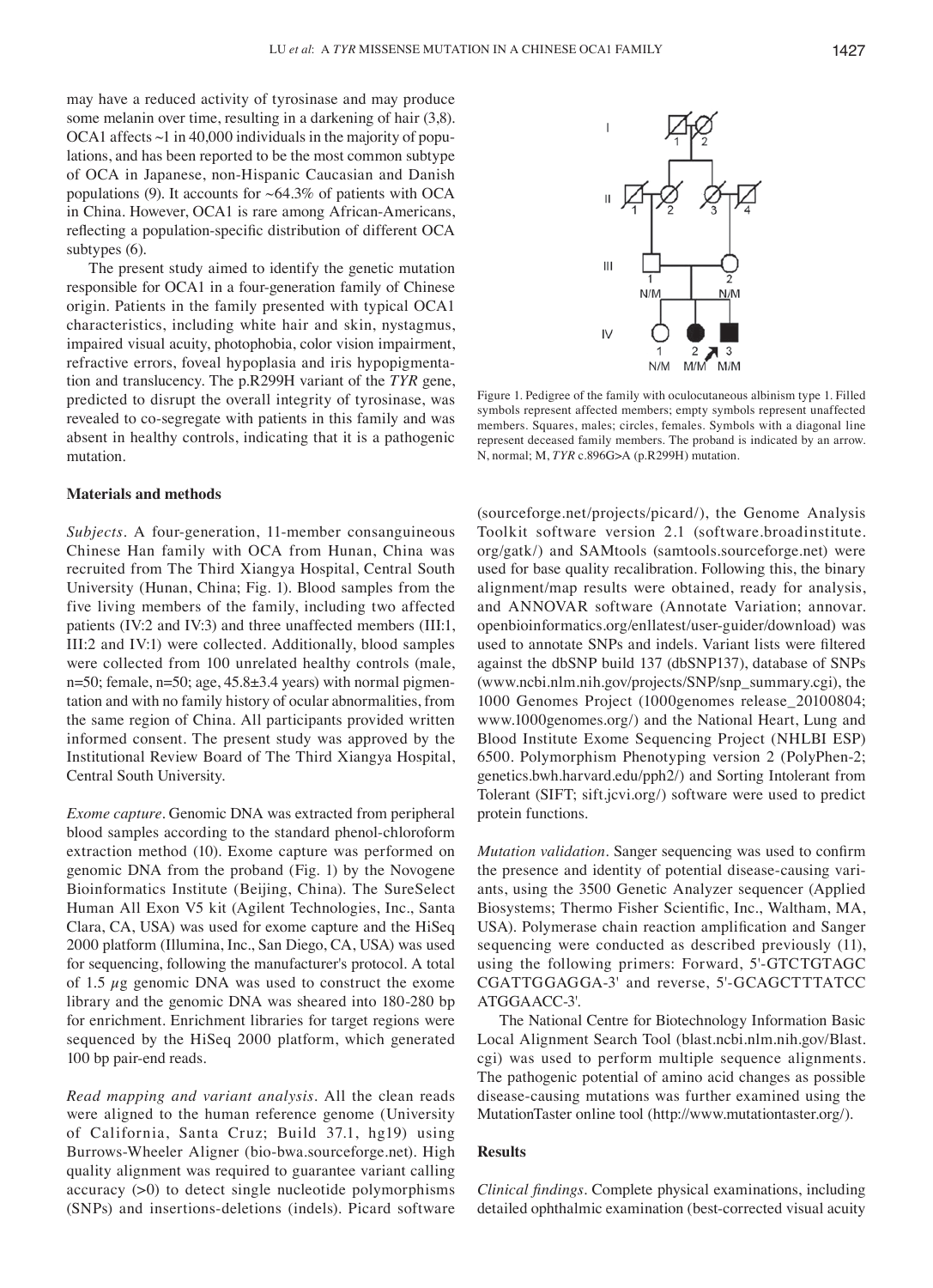may have a reduced activity of tyrosinase and may produce some melanin over time, resulting in a darkening of hair (3,8). OCA1 affects ~1 in 40,000 individuals in the majority of populations, and has been reported to be the most common subtype of OCA in Japanese, non-Hispanic Caucasian and Danish populations (9). It accounts for ~64.3% of patients with OCA in China. However, OCA1 is rare among African-Americans, reflecting a population-specific distribution of different OCA subtypes (6).

The present study aimed to identify the genetic mutation responsible for OCA1 in a four-generation family of Chinese origin. Patients in the family presented with typical OCA1 characteristics, including white hair and skin, nystagmus, impaired visual acuity, photophobia, color vision impairment, refractive errors, foveal hypoplasia and iris hypopigmentation and translucency. The p.R299H variant of the *TYR* gene, predicted to disrupt the overall integrity of tyrosinase, was revealed to co-segregate with patients in this family and was absent in healthy controls, indicating that it is a pathogenic mutation.

Figure 1. Pedigree of the family with oculocutaneous albinism type 1. Filled symbols represent affected members; empty symbols represent unaffected members. Squares, males; circles, females. Symbols with a diagonal line represent deceased family members. The proband is indicated by an arrow. N, normal; M, *TYR* c.896G>A (p.R299H) mutation.

## Materials and methods

*Subjects.* A four-generation, 11-member consanguineous Chinese Han family with OCA from Hunan, China was recruited from The Third Xiangya Hospital, Central South University (Hunan, China; Fig. 1). Blood samples from the five living members of the family, including two affected patients (IV:2 and IV:3) and three unaffected members (III:1, III:2 and IV:1) were collected. Additionally, blood samples were collected from 100 unrelated healthy controls (male, n=50; female, n=50; age, 45.8±3.4 years) with normal pigmentation and with no family history of ocular abnormalities, from the same region of China. All participants provided written informed consent. The present study was approved by the Institutional Review Board of The Third Xiangya Hospital, Central South University.

*Exome capture.* Genomic DNA was extracted from peripheral blood samples according to the standard phenol-chloroform extraction method (10). Exome capture was performed on genomic DNA from the proband (Fig. 1) by the Novogene Bioinformatics Institute (Beijing, China). The SureSelect Human All Exon V5 kit (Agilent Technologies, Inc., Santa Clara, CA, USA) was used for exome capture and the HiSeq 2000 platform (Illumina, Inc., San Diego, CA, USA) was used for sequencing, following the manufacturer's protocol. A total of 1.5 $\mu$g genomic DNA was used to construct the exome library and the genomic DNA was sheared into 180-280 bp for enrichment. Enrichment libraries for target regions were sequenced by the HiSeq 2000 platform, which generated 100 bp pair-end reads.

*Read mapping and variant analysis.* All the clean reads were aligned to the human reference genome (University of California, Santa Cruz; Build 37.1, hg19) using Burrows-Wheeler Aligner (bio-bwa.sourceforge.net). High quality alignment was required to guarantee variant calling accuracy (>0) to detect single nucleotide polymorphisms (SNPs) and insertions-deletions (indels). Picard software (sourceforge.net/projects/picard/), the Genome Analysis Toolkit software version 2.1 (software.broadinstitute.org/gatk/) and SAMtools (samtools.sourceforge.net) were used for base quality recalibration. Following this, the binary alignment/map results were obtained, ready for analysis, and ANNOVAR software (Annotate Variation; annovar.openbioinformatics.org/enllatest/user-guider/download) was used to annotate SNPs and indels. Variant lists were filtered against the dbSNP build 137 (dbSNP137), database of SNPs (www.ncbi.nlm.nih.gov/projects/SNP/snp_summary.cgi), the 1000 Genomes Project (1000genomes release_20100804; www.1000genomes.org/) and the National Heart, Lung and Blood Institute Exome Sequencing Project (NHLBI ESP) 6500. Polymorphism Phenotyping version 2 (PolyPhen-2; genetics.bwh.harvard.edu/pph2/) and Sorting Intolerant from Tolerant (SIFT; sift.jcvi.org/) software were used to predict protein functions.

*Mutation validation.* Sanger sequencing was used to confirm the presence and identity of potential disease-causing variants, using the 3500 Genetic Analyzer sequencer (Applied Biosystems; Thermo Fisher Scientific, Inc., Waltham, MA, USA). Polymerase chain reaction amplification and Sanger sequencing were conducted as described previously (11), using the following primers: Forward, 5'-GTCTGTAGC CGATTGGAGGA-3' and reverse, 5'-GCAGCTTTATCC ATGGAACC-3'.

The National Centre for Biotechnology Information Basic Local Alignment Search Tool (blast.ncbi.nlm.nih.gov/Blast.cgi) was used to perform multiple sequence alignments. The pathogenic potential of amino acid changes as possible disease-causing mutations was further examined using the MutationTaster online tool (http://www.mutationtaster.org/).

## Results

*Clinical findings.* Complete physical examinations, including detailed ophthalmic examination (best-corrected visual acuity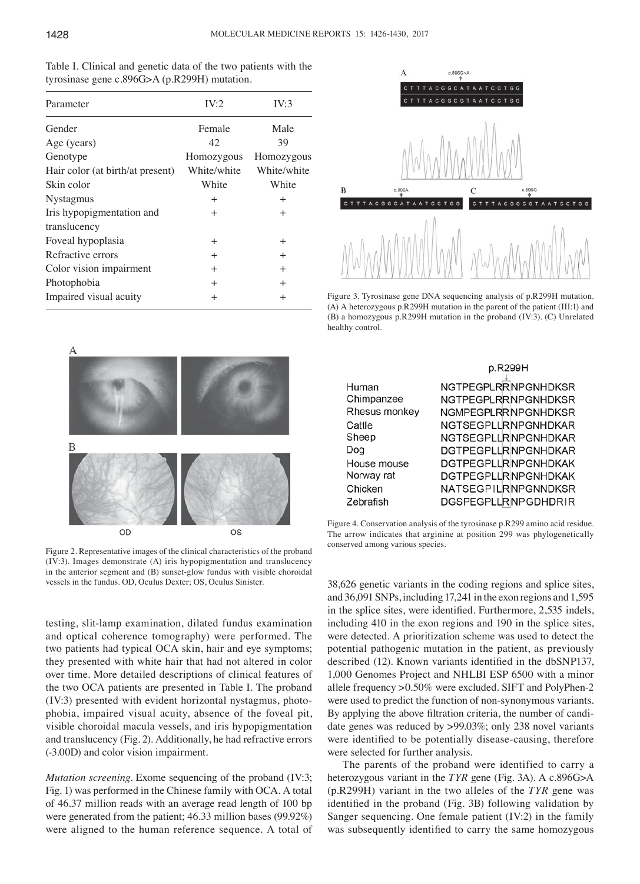Table I. Clinical and genetic data of the two patients with the tyrosinase gene c.896G>A (p.R299H) mutation.

| Parameter | IV:2 | IV:3 |
|---|---|---|
| Gender | Female | Male |
| Age (years) | 42 | 39 |
| Genotype | Homozygous | Homozygous |
| Hair color (at birth/at present) | White/white | White/white |
| Skin color | White | White |
| Nystagmus | + | + |
| Iris hypopigmentation and translucency | + | + |
| Foveal hypoplasia | + | + |
| Refractive errors | + | + |
| Color vision impairment | + | + |
| Photophobia | + | + |
| Impaired visual acuity | + | + |

Figure 2. Representative images of the clinical characteristics of the proband (IV:3). Images demonstrate (A) iris hypopigmentation and translucency in the anterior segment and (B) sunset-glow fundus with visible choroidal vessels in the fundus. OD, Oculus Dexter; OS, Oculus Sinister.

testing, slit-lamp examination, dilated fundus examination and optical coherence tomography) were performed. The two patients had typical OCA skin, hair and eye symptoms; they presented with white hair that had not altered in color over time. More detailed descriptions of clinical features of the two OCA patients are presented in Table I. The proband (IV:3) presented with evident horizontal nystagmus, photophobia, impaired visual acuity, absence of the foveal pit, visible choroidal macula vessels, and iris hypopigmentation and translucency (Fig. 2). Additionally, he had refractive errors (-3.00D) and color vision impairment.

*Mutation screening.* Exome sequencing of the proband (IV:3; Fig. 1) was performed in the Chinese family with OCA. A total of 46.37 million reads with an average read length of 100 bp were generated from the patient; 46.33 million bases (99.92%) were aligned to the human reference sequence. A total of 38,626 genetic variants in the coding regions and splice sites, and 36,091 SNPs, including 17,241 in the exon regions and 1,595 in the splice sites, were identified. Furthermore, 2,535 indels, including 410 in the exon regions and 190 in the splice sites, were detected. A prioritization scheme was used to detect the potential pathogenic mutation in the patient, as previously described (12). Known variants identified in the dbSNP137, 1,000 Genomes Project and NHLBI ESP 6500 with a minor allele frequency >0.50% were excluded. SIFT and PolyPhen-2 were used to predict the function of non-synonymous variants. By applying the above filtration criteria, the number of candidate genes was reduced by >99.03%; only 238 novel variants were identified to be potentially disease-causing, therefore were selected for further analysis.

The parents of the proband were identified to carry a heterozygous variant in the *TYR* gene (Fig. 3A). A c.896G>A (p.R299H) variant in the two alleles of the *TYR* gene was identified in the proband (Fig. 3B) following validation by Sanger sequencing. One female patient (IV:2) in the family was subsequently identified to carry the same homozygous

Figure 3. Tyrosinase gene DNA sequencing analysis of p.R299H mutation. (A) A heterozygous p.R299H mutation in the parent of the patient (III:1) and (B) a homozygous p.R299H mutation in the proband (IV:3). (C) Unrelated healthy control.

Figure 4. Conservation analysis of the tyrosinase p.R299 amino acid residue. The arrow indicates that arginine at position 299 was phylogenetically conserved among various species.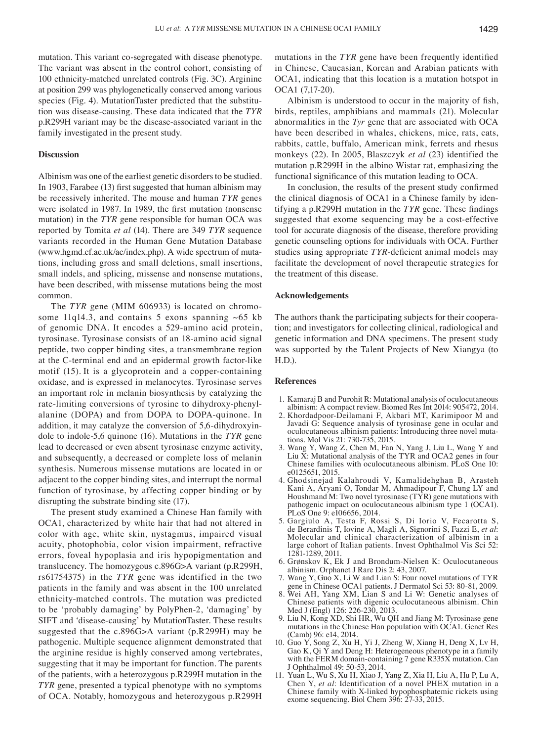mutation. This variant co-segregated with disease phenotype. The variant was absent in the control cohort, consisting of 100 ethnicity-matched unrelated controls (Fig. 3C). Arginine at position 299 was phylogenetically conserved among various species (Fig. 4). MutationTaster predicted that the substitution was disease-causing. These data indicated that the *TYR* p.R299H variant may be the disease-associated variant in the family investigated in the present study.

## Discussion

Albinism was one of the earliest genetic disorders to be studied. In 1903, Farabee (13) first suggested that human albinism may be recessively inherited. The mouse and human *TYR* genes were isolated in 1987. In 1989, the first mutation (nonsense mutation) in the *TYR* gene responsible for human OCA was reported by Tomita *et al* (14). There are 349 *TYR* sequence variants recorded in the Human Gene Mutation Database (www.hgmd.cf.ac.uk/ac/index.php). A wide spectrum of mutations, including gross and small deletions, small insertions, small indels, and splicing, missense and nonsense mutations, have been described, with missense mutations being the most common.

The *TYR* gene (MIM 606933) is located on chromosome 11q14.3, and contains 5 exons spanning ~65 kb of genomic DNA. It encodes a 529-amino acid protein, tyrosinase. Tyrosinase consists of an 18-amino acid signal peptide, two copper binding sites, a transmembrane region at the C-terminal end and an epidermal growth factor-like motif (15). It is a glycoprotein and a copper-containing oxidase, and is expressed in melanocytes. Tyrosinase serves an important role in melanin biosynthesis by catalyzing the rate-limiting conversions of tyrosine to dihydroxy-phenylalanine (DOPA) and from DOPA to DOPA-quinone. In addition, it may catalyze the conversion of 5,6-dihydroxyindole to indole-5,6 quinone (16). Mutations in the *TYR* gene lead to decreased or even absent tyrosinase enzyme activity, and subsequently, a decreased or complete loss of melanin synthesis. Numerous missense mutations are located in or adjacent to the copper binding sites, and interrupt the normal function of tyrosinase, by affecting copper binding or by disrupting the substrate binding site (17).

The present study examined a Chinese Han family with OCA1, characterized by white hair that had not altered in color with age, white skin, nystagmus, impaired visual acuity, photophobia, color vision impairment, refractive errors, foveal hypoplasia and iris hypopigmentation and translucency. The homozygous c.896G>A variant (p.R299H, rs61754375) in the *TYR* gene was identified in the two patients in the family and was absent in the 100 unrelated ethnicity-matched controls. The mutation was predicted to be 'probably damaging' by PolyPhen-2, 'damaging' by SIFT and 'disease-causing' by MutationTaster. These results suggested that the c.896G>A variant (p.R299H) may be pathogenic. Multiple sequence alignment demonstrated that the arginine residue is highly conserved among vertebrates, suggesting that it may be important for function. The parents of the patients, with a heterozygous p.R299H mutation in the *TYR* gene, presented a typical phenotype with no symptoms of OCA. Notably, homozygous and heterozygous p.R299H mutations in the *TYR* gene have been frequently identified in Chinese, Caucasian, Korean and Arabian patients with OCA1, indicating that this location is a mutation hotspot in OCA1 (7,17-20).

Albinism is understood to occur in the majority of fish, birds, reptiles, amphibians and mammals (21). Molecular abnormalities in the *Tyr* gene that are associated with OCA have been described in whales, chickens, mice, rats, cats, rabbits, cattle, buffalo, American mink, ferrets and rhesus monkeys (22). In 2005, Blaszczyk *et al* (23) identified the mutation p.R299H in the albino Wistar rat, emphasizing the functional significance of this mutation leading to OCA.

In conclusion, the results of the present study confirmed the clinical diagnosis of OCA1 in a Chinese family by identifying a p.R299H mutation in the *TYR* gene. These findings suggested that exome sequencing may be a cost-effective tool for accurate diagnosis of the disease, therefore providing genetic counseling options for individuals with OCA. Further studies using appropriate *TYR*-deficient animal models may facilitate the development of novel therapeutic strategies for the treatment of this disease.

## Acknowledgements

The authors thank the participating subjects for their cooperation; and investigators for collecting clinical, radiological and genetic information and DNA specimens. The present study was supported by the Talent Projects of New Xiangya (to H.D.).

## References

1. Kamaraj B and Purohit R: Mutational analysis of oculocutaneous albinism: A compact review. Biomed Res Int 2014: 905472, 2014.
2. Khordadpoor-Deilamani F, Akbari MT, Karimipoor M and Javadi G: Sequence analysis of tyrosinase gene in ocular and oculocutaneous albinism patients: Introducing three novel mutations. Mol Vis 21: 730-735, 2015.
3. Wang Y, Wang Z, Chen M, Fan N, Yang J, Liu L, Wang Y and Liu X: Mutational analysis of the TYR and OCA2 genes in four Chinese families with oculocutaneous albinism. PLoS One 10: e0125651, 2015.
4. Ghodsinejad Kalahroudi V, Kamalidehghan B, Arasteh Kani A, Aryani O, Tondar M, Ahmadipour F, Chung LY and Houshmand M: Two novel tyrosinase (TYR) gene mutations with pathogenic impact on oculocutaneous albinism type 1 (OCA1). PLoS One 9: e106656, 2014.
5. Gargiulo A, Testa F, Rossi S, Di Iorio V, Fecarotta S, de Berardinis T, Iovine A, Magli A, Signorini S, Fazzi E, *et al*: Molecular and clinical characterization of albinism in a large cohort of Italian patients. Invest Ophthalmol Vis Sci 52: 1281-1289, 2011.
6. Grønskov K, Ek J and Brondum-Nielsen K: Oculocutaneous albinism. Orphanet J Rare Dis 2: 43, 2007.
7. Wang Y, Guo X, Li W and Lian S: Four novel mutations of TYR gene in Chinese OCA1 patients. J Dermatol Sci 53: 80-81, 2009.
8. Wei AH, Yang XM, Lian S and Li W: Genetic analyses of Chinese patients with digenic oculocutaneous albinism. Chin Med J (Engl) 126: 226-230, 2013.
9. Liu N, Kong XD, Shi HR, Wu QH and Jiang M: Tyrosinase gene mutations in the Chinese Han population with OCA1. Genet Res (Camb) 96: e14, 2014.
10. Guo Y, Song Z, Xu H, Yi J, Zheng W, Xiang H, Deng X, Lv H, Gao K, Qi Y and Deng H: Heterogeneous phenotype in a family with the FERM domain-containing 7 gene R335X mutation. Can J Ophthalmol 49: 50-53, 2014.
11. Yuan L, Wu S, Xu H, Xiao J, Yang Z, Xia H, Liu A, Hu P, Lu A, Chen Y, *et al*: Identification of a novel PHEX mutation in a Chinese family with X-linked hypophosphatemic rickets using exome sequencing. Biol Chem 396: 27-33, 2015.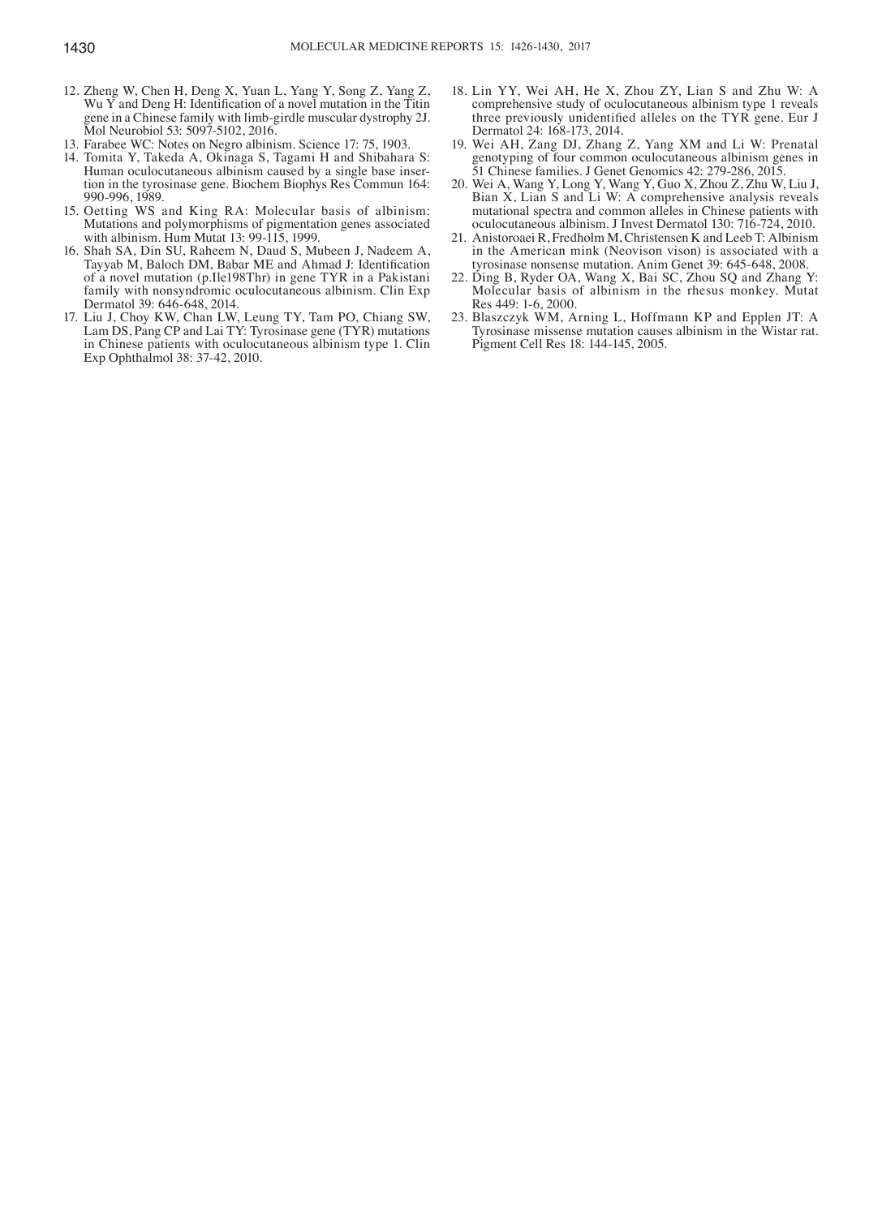12. Zheng W, Chen H, Deng X, Yuan L, Yang Y, Song Z, Yang Z, Wu Y and Deng H: Identification of a novel mutation in the Titin gene in a Chinese family with limb-girdle muscular dystrophy 2J. Mol Neurobiol 53: 5097-5102, 2016.
13. Farabee WC: Notes on Negro albinism. Science 17: 75, 1903.
14. Tomita Y, Takeda A, Okinaga S, Tagami H and Shibahara S: Human oculocutaneous albinism caused by a single base insertion in the tyrosinase gene. Biochem Biophys Res Commun 164: 990-996, 1989.
15. Oetting WS and King RA: Molecular basis of albinism: Mutations and polymorphisms of pigmentation genes associated with albinism. Hum Mutat 13: 99-115, 1999.
16. Shah SA, Din SU, Raheem N, Daud S, Mubeen J, Nadeem A, Tayyab M, Baloch DM, Babar ME and Ahmad J: Identification of a novel mutation (p.Ile198Thr) in gene TYR in a Pakistani family with nonsyndromic oculocutaneous albinism. Clin Exp Dermatol 39: 646-648, 2014.
17. Liu J, Choy KW, Chan LW, Leung TY, Tam PO, Chiang SW, Lam DS, Pang CP and Lai TY: Tyrosinase gene (TYR) mutations in Chinese patients with oculocutaneous albinism type 1. Clin Exp Ophthalmol 38: 37-42, 2010.
18. Lin YY, Wei AH, He X, Zhou ZY, Lian S and Zhu W: A comprehensive study of oculocutaneous albinism type 1 reveals three previously unidentified alleles on the TYR gene. Eur J Dermatol 24: 168-173, 2014.
19. Wei AH, Zang DJ, Zhang Z, Yang XM and Li W: Prenatal genotyping of four common oculocutaneous albinism genes in 51 Chinese families. J Genet Genomics 42: 279-286, 2015.
20. Wei A, Wang Y, Long Y, Wang Y, Guo X, Zhou Z, Zhu W, Liu J, Bian X, Lian S and Li W: A comprehensive analysis reveals mutational spectra and common alleles in Chinese patients with oculocutaneous albinism. J Invest Dermatol 130: 716-724, 2010.
21. Anistoroaei R, Fredholm M, Christensen K and Leeb T: Albinism in the American mink (Neovison vison) is associated with a tyrosinase nonsense mutation. Anim Genet 39: 645-648, 2008.
22. Ding B, Ryder OA, Wang X, Bai SC, Zhou SQ and Zhang Y: Molecular basis of albinism in the rhesus monkey. Mutat Res 449: 1-6, 2000.
23. Blaszczyk WM, Arning L, Hoffmann KP and Epplen JT: A Tyrosinase missense mutation causes albinism in the Wistar rat. Pigment Cell Res 18: 144-145, 2005.